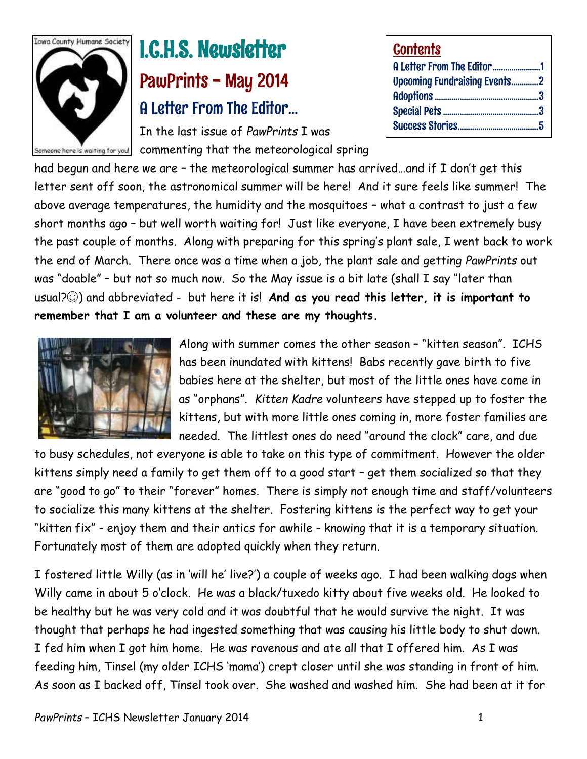Iowa County Humane Society

Someone here is waiting for you!

# I.C.H.S. Newsletter

## PawPrints – May 2014

**Contents**

- A Letter From The Editor……………………1
- Upcoming Fundraising Events…………2
- Adoptions ……………………………………………3
- Special Pets …………………………………………3
- Success Stories……………………………………5

### A Letter From The Editor…

In the last issue of *PawPrints* I was commenting that the meteorological spring had begun and here we are – the meteorological summer has arrived…and if I don't get this letter sent off soon, the astronomical summer will be here! And it sure feels like summer! The above average temperatures, the humidity and the mosquitoes – what a contrast to just a few short months ago – but well worth waiting for! Just like everyone, I have been extremely busy the past couple of months. Along with preparing for this spring's plant sale, I went back to work the end of March. There once was a time when a job, the plant sale and getting *PawPrints* out was "doable" – but not so much now. So the May issue is a bit late (shall I say "later than usual?☺) and abbreviated - but here it is! **And as you read this letter, it is important to remember that I am a volunteer and these are my thoughts.**

Along with summer comes the other season – "kitten season". ICHS has been inundated with kittens! Babs recently gave birth to five babies here at the shelter, but most of the little ones have come in as "orphans". *Kitten Kadre* volunteers have stepped up to foster the kittens, but with more little ones coming in, more foster families are needed. The littlest ones do need "around the clock" care, and due to busy schedules, not everyone is able to take on this type of commitment. However the older kittens simply need a family to get them off to a good start – get them socialized so that they are "good to go" to their "forever" homes. There is simply not enough time and staff/volunteers to socialize this many kittens at the shelter. Fostering kittens is the perfect way to get your "kitten fix" - enjoy them and their antics for awhile - knowing that it is a temporary situation. Fortunately most of them are adopted quickly when they return.

I fostered little Willy (as in 'will he' live?') a couple of weeks ago. I had been walking dogs when Willy came in about 5 o'clock. He was a black/tuxedo kitty about five weeks old. He looked to be healthy but he was very cold and it was doubtful that he would survive the night. It was thought that perhaps he had ingested something that was causing his little body to shut down. I fed him when I got him home. He was ravenous and ate all that I offered him. As I was feeding him, Tinsel (my older ICHS 'mama') crept closer until she was standing in front of him. As soon as I backed off, Tinsel took over. She washed and washed him. She had been at it for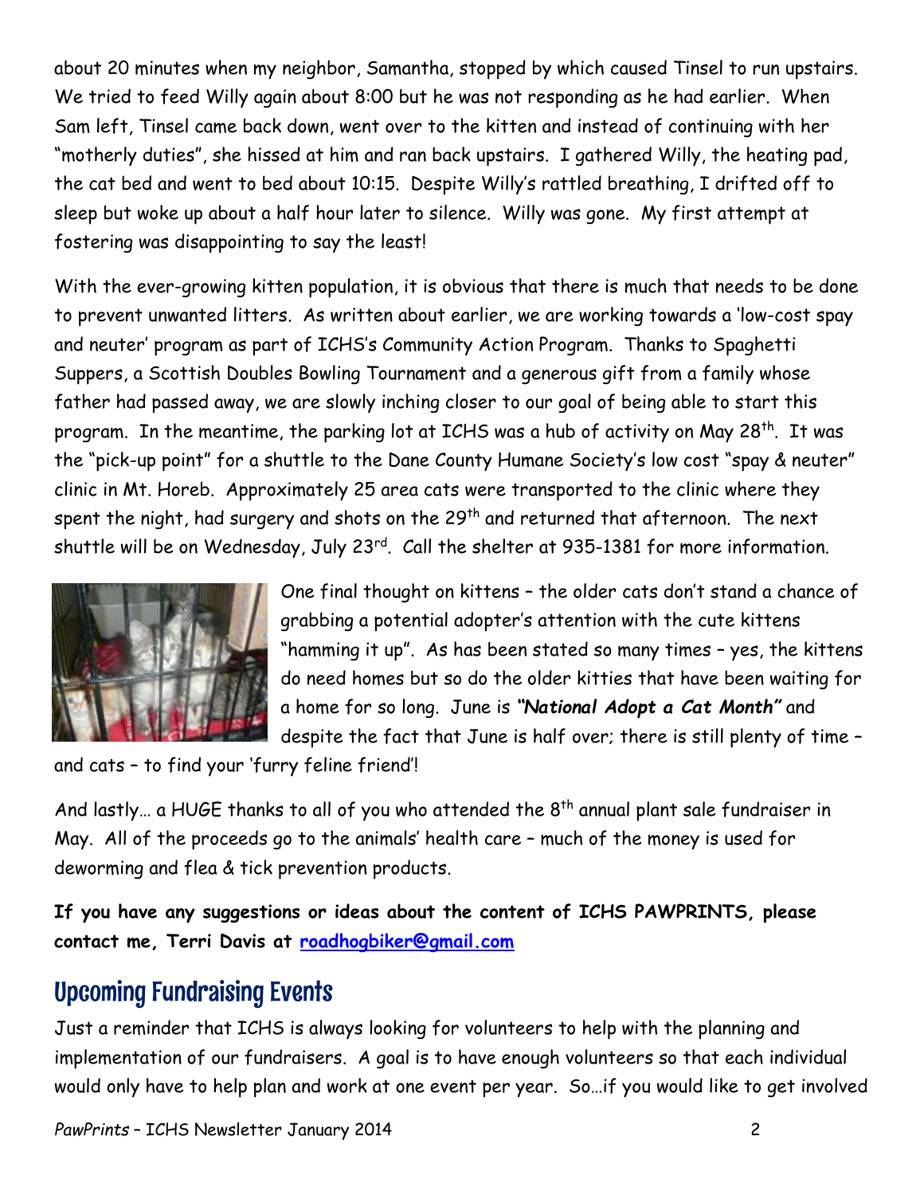about 20 minutes when my neighbor, Samantha, stopped by which caused Tinsel to run upstairs. We tried to feed Willy again about 8:00 but he was not responding as he had earlier. When Sam left, Tinsel came back down, went over to the kitten and instead of continuing with her "motherly duties", she hissed at him and ran back upstairs. I gathered Willy, the heating pad, the cat bed and went to bed about 10:15. Despite Willy's rattled breathing, I drifted off to sleep but woke up about a half hour later to silence. Willy was gone. My first attempt at fostering was disappointing to say the least!

With the ever-growing kitten population, it is obvious that there is much that needs to be done to prevent unwanted litters. As written about earlier, we are working towards a 'low-cost spay and neuter' program as part of ICHS's Community Action Program. Thanks to Spaghetti Suppers, a Scottish Doubles Bowling Tournament and a generous gift from a family whose father had passed away, we are slowly inching closer to our goal of being able to start this program. In the meantime, the parking lot at ICHS was a hub of activity on May 28th. It was the "pick-up point" for a shuttle to the Dane County Humane Society's low cost "spay & neuter" clinic in Mt. Horeb. Approximately 25 area cats were transported to the clinic where they spent the night, had surgery and shots on the 29th and returned that afternoon. The next shuttle will be on Wednesday, July 23rd. Call the shelter at 935-1381 for more information.

One final thought on kittens – the older cats don't stand a chance of grabbing a potential adopter's attention with the cute kittens "hamming it up". As has been stated so many times – yes, the kittens do need homes but so do the older kitties that have been waiting for a home for so long. June is ***"National Adopt a Cat Month"*** and despite the fact that June is half over; there is still plenty of time – and cats – to find your 'furry feline friend'!

And lastly… a HUGE thanks to all of you who attended the 8th annual plant sale fundraiser in May. All of the proceeds go to the animals' health care – much of the money is used for deworming and flea & tick prevention products.

**If you have any suggestions or ideas about the content of ICHS PAWPRINTS, please contact me, Terri Davis at [roadhogbiker@gmail.com](mailto:roadhogbiker@gmail.com)**

## Upcoming Fundraising Events

Just a reminder that ICHS is always looking for volunteers to help with the planning and implementation of our fundraisers. A goal is to have enough volunteers so that each individual would only have to help plan and work at one event per year. So…if you would like to get involved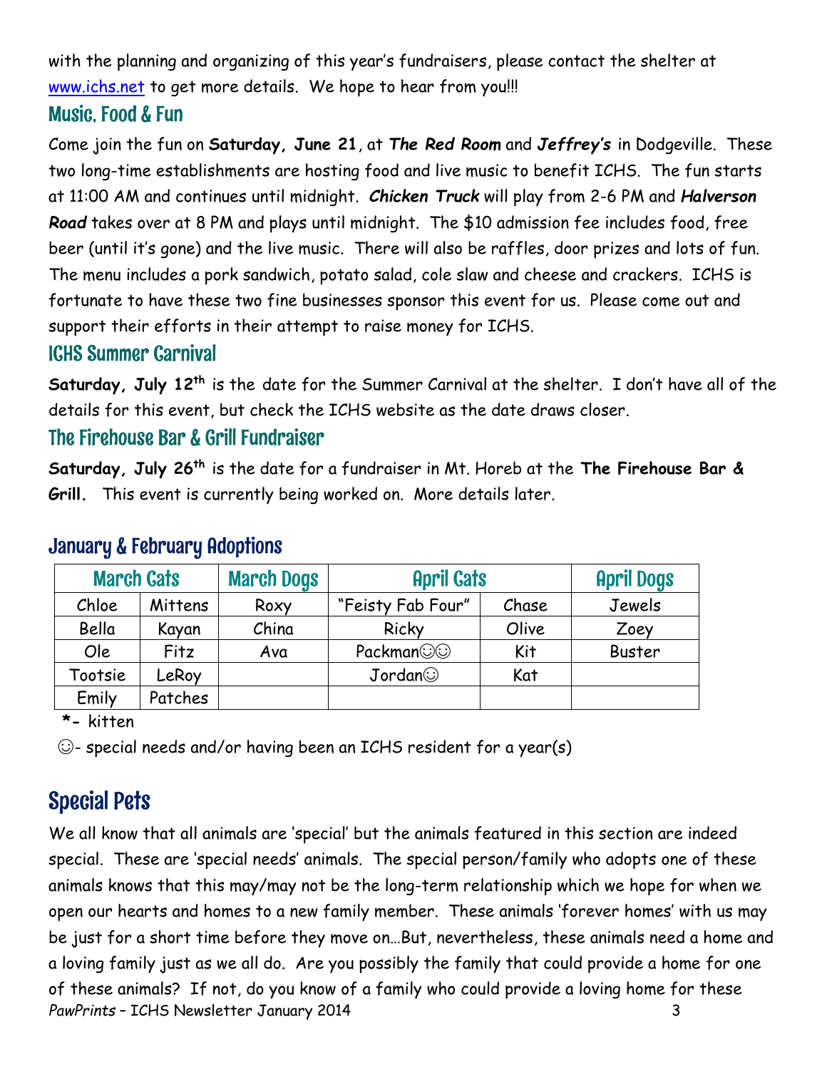with the planning and organizing of this year's fundraisers, please contact the shelter at [www.ichs.net](http://www.ichs.net) to get more details. We hope to hear from you!!!

## Music, Food & Fun

Come join the fun on **Saturday, June 21**, at ***The Red Room*** and ***Jeffrey's*** in Dodgeville. These two long-time establishments are hosting food and live music to benefit ICHS. The fun starts at 11:00 AM and continues until midnight. ***Chicken Truck*** will play from 2-6 PM and ***Halverson Road*** takes over at 8 PM and plays until midnight. The $10 admission fee includes food, free beer (until it's gone) and the live music. There will also be raffles, door prizes and lots of fun. The menu includes a pork sandwich, potato salad, cole slaw and cheese and crackers. ICHS is fortunate to have these two fine businesses sponsor this event for us. Please come out and support their efforts in their attempt to raise money for ICHS.

## ICHS Summer Carnival

**Saturday, July 12th** is the date for the Summer Carnival at the shelter. I don't have all of the details for this event, but check the ICHS website as the date draws closer.

## The Firehouse Bar & Grill Fundraiser

**Saturday, July 26th** is the date for a fundraiser in Mt. Horeb at the **The Firehouse Bar & Grill.** This event is currently being worked on. More details later.

## January & February Adoptions

| March Cats | | March Dogs | April Cats | | April Dogs |
|---|---|---|---|---|---|
| Chloe | Mittens | Roxy | "Feisty Fab Four" | Chase | Jewels |
| Bella | Kayan | China | Ricky | Olive | Zoey |
| Ole | Fitz | Ava | Packman☺☺ | Kit | Buster |
| Tootsie | LeRoy | | Jordan☺ | Kat | |
| Emily | Patches | | | | |

*- kitten

☺- special needs and/or having been an ICHS resident for a year(s)

# Special Pets

We all know that all animals are 'special' but the animals featured in this section are indeed special. These are 'special needs' animals. The special person/family who adopts one of these animals knows that this may/may not be the long-term relationship which we hope for when we open our hearts and homes to a new family member. These animals 'forever homes' with us may be just for a short time before they move on…But, nevertheless, these animals need a home and a loving family just as we all do. Are you possibly the family that could provide a home for one of these animals? If not, do you know of a family who could provide a loving home for these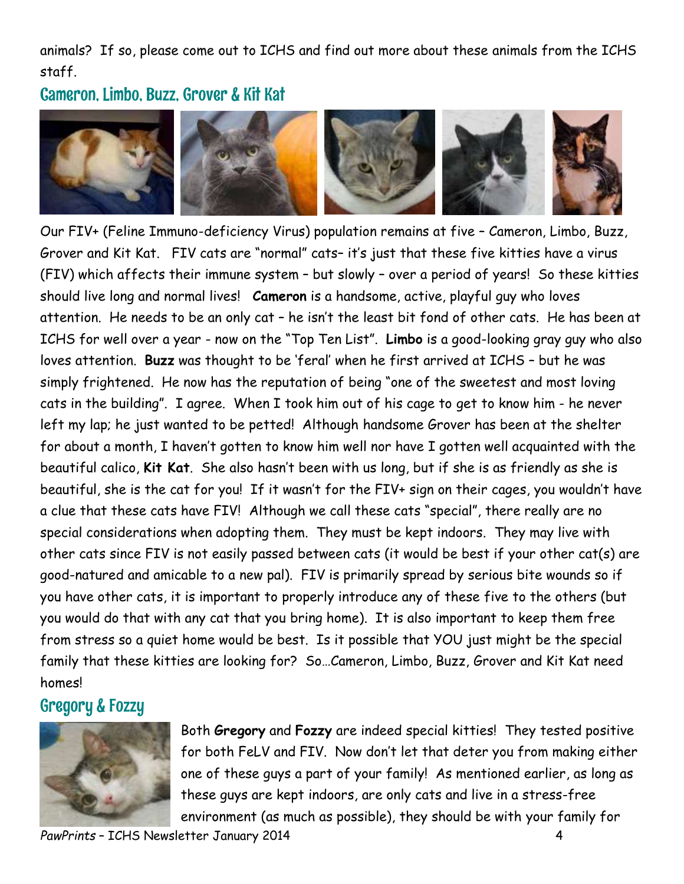animals? If so, please come out to ICHS and find out more about these animals from the ICHS staff.

## Cameron, Limbo, Buzz, Grover & Kit Kat

Our FIV+ (Feline Immuno-deficiency Virus) population remains at five – Cameron, Limbo, Buzz, Grover and Kit Kat. FIV cats are "normal" cats– it's just that these five kitties have a virus (FIV) which affects their immune system – but slowly – over a period of years! So these kitties should live long and normal lives! **Cameron** is a handsome, active, playful guy who loves attention. He needs to be an only cat – he isn't the least bit fond of other cats. He has been at ICHS for well over a year - now on the "Top Ten List". **Limbo** is a good-looking gray guy who also loves attention. **Buzz** was thought to be 'feral' when he first arrived at ICHS – but he was simply frightened. He now has the reputation of being "one of the sweetest and most loving cats in the building". I agree. When I took him out of his cage to get to know him - he never left my lap; he just wanted to be petted! Although handsome Grover has been at the shelter for about a month, I haven't gotten to know him well nor have I gotten well acquainted with the beautiful calico, **Kit Kat**. She also hasn't been with us long, but if she is as friendly as she is beautiful, she is the cat for you! If it wasn't for the FIV+ sign on their cages, you wouldn't have a clue that these cats have FIV! Although we call these cats "special", there really are no special considerations when adopting them. They must be kept indoors. They may live with other cats since FIV is not easily passed between cats (it would be best if your other cat(s) are good-natured and amicable to a new pal). FIV is primarily spread by serious bite wounds so if you have other cats, it is important to properly introduce any of these five to the others (but you would do that with any cat that you bring home). It is also important to keep them free from stress so a quiet home would be best. Is it possible that YOU just might be the special family that these kitties are looking for? So…Cameron, Limbo, Buzz, Grover and Kit Kat need homes!

## Gregory & Fozzy

Both **Gregory** and **Fozzy** are indeed special kitties! They tested positive for both FeLV and FIV. Now don't let that deter you from making either one of these guys a part of your family! As mentioned earlier, as long as these guys are kept indoors, are only cats and live in a stress-free environment (as much as possible), they should be with your family for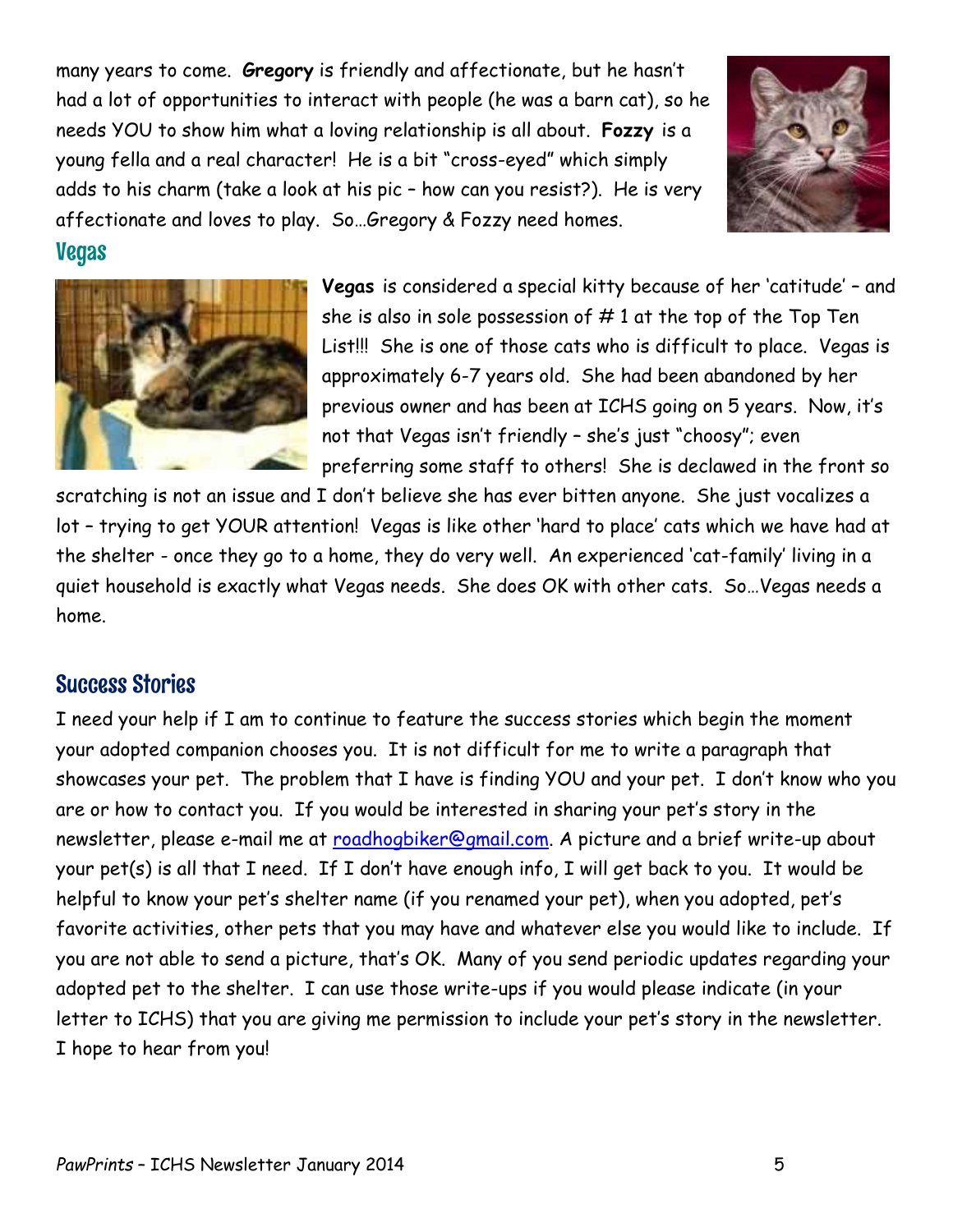many years to come. **Gregory** is friendly and affectionate, but he hasn't had a lot of opportunities to interact with people (he was a barn cat), so he needs YOU to show him what a loving relationship is all about. **Fozzy** is a young fella and a real character! He is a bit "cross-eyed" which simply adds to his charm (take a look at his pic – how can you resist?). He is very affectionate and loves to play. So…Gregory & Fozzy need homes.

## Vegas

**Vegas** is considered a special kitty because of her 'catitude' – and she is also in sole possession of # 1 at the top of the Top Ten List!!! She is one of those cats who is difficult to place. Vegas is approximately 6-7 years old. She had been abandoned by her previous owner and has been at ICHS going on 5 years. Now, it's not that Vegas isn't friendly – she's just "choosy"; even preferring some staff to others! She is declawed in the front so scratching is not an issue and I don't believe she has ever bitten anyone. She just vocalizes a lot – trying to get YOUR attention! Vegas is like other 'hard to place' cats which we have had at the shelter - once they go to a home, they do very well. An experienced 'cat-family' living in a quiet household is exactly what Vegas needs. She does OK with other cats. So…Vegas needs a home.

## Success Stories

I need your help if I am to continue to feature the success stories which begin the moment your adopted companion chooses you. It is not difficult for me to write a paragraph that showcases your pet. The problem that I have is finding YOU and your pet. I don't know who you are or how to contact you. If you would be interested in sharing your pet's story in the newsletter, please e-mail me at roadhogbiker@gmail.com. A picture and a brief write-up about your pet(s) is all that I need. If I don't have enough info, I will get back to you. It would be helpful to know your pet's shelter name (if you renamed your pet), when you adopted, pet's favorite activities, other pets that you may have and whatever else you would like to include. If you are not able to send a picture, that's OK. Many of you send periodic updates regarding your adopted pet to the shelter. I can use those write-ups if you would please indicate (in your letter to ICHS) that you are giving me permission to include your pet's story in the newsletter. I hope to hear from you!